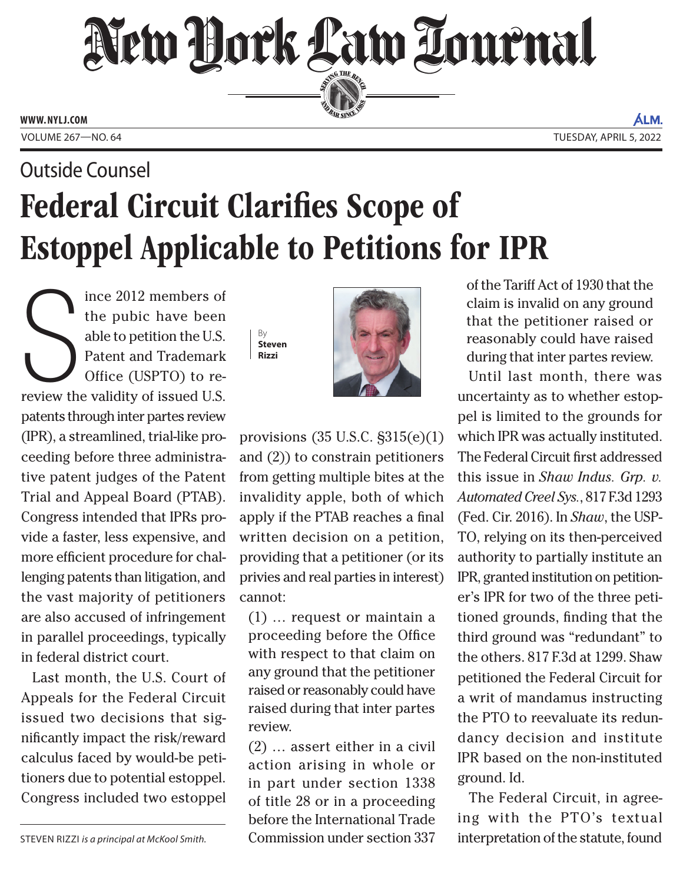# New York Law Journal

WWW.NYLJ.COM

VOLUME 267—NO. 64 TUESDAY, APRIL 5, 2022

## Outside Counsel

# Federal Circuit Clarifies Scope of Estoppel Applicable to Petitions for IPR

By **Steven Rizzi**

Since 2012 members of the pubic have been able to petition the U.S. Patent and Trademark Office (USPTO) to review the validity of issued U.S. patents through inter partes review (IPR), a streamlined, trial-like proceeding before three administrative patent judges of the Patent Trial and Appeal Board (PTAB). Congress intended that IPRs provide a faster, less expensive, and more efficient procedure for challenging patents than litigation, and the vast majority of petitioners are also accused of infringement in parallel proceedings, typically in federal district court.

Last month, the U.S. Court of Appeals for the Federal Circuit issued two decisions that significantly impact the risk/reward calculus faced by would-be petitioners due to potential estoppel. Congress included two estoppel provisions (35 U.S.C. §315(e)(1) and (2)) to constrain petitioners from getting multiple bites at the invalidity apple, both of which apply if the PTAB reaches a final written decision on a petition, providing that a petitioner (or its privies and real parties in interest) cannot:

> (1) … request or maintain a proceeding before the Office with respect to that claim on any ground that the petitioner raised or reasonably could have raised during that inter partes review.
>
> (2) … assert either in a civil action arising in whole or in part under section 1338 of title 28 or in a proceeding before the International Trade Commission under section 337 of the Tariff Act of 1930 that the claim is invalid on any ground that the petitioner raised or reasonably could have raised during that inter partes review.

Until last month, there was uncertainty as to whether estoppel is limited to the grounds for which IPR was actually instituted. The Federal Circuit first addressed this issue in *Shaw Indus. Grp. v. Automated Creel Sys.*, 817 F.3d 1293 (Fed. Cir. 2016). In *Shaw*, the USPTO, relying on its then-perceived authority to partially institute an IPR, granted institution on petitioner's IPR for two of the three petitioned grounds, finding that the third ground was "redundant" to the others. 817 F.3d at 1299. Shaw petitioned the Federal Circuit for a writ of mandamus instructing the PTO to reevaluate its redundancy decision and institute IPR based on the non-instituted ground. Id.

The Federal Circuit, in agreeing with the PTO's textual interpretation of the statute, found

STEVEN RIZZI *is a principal at McKool Smith.*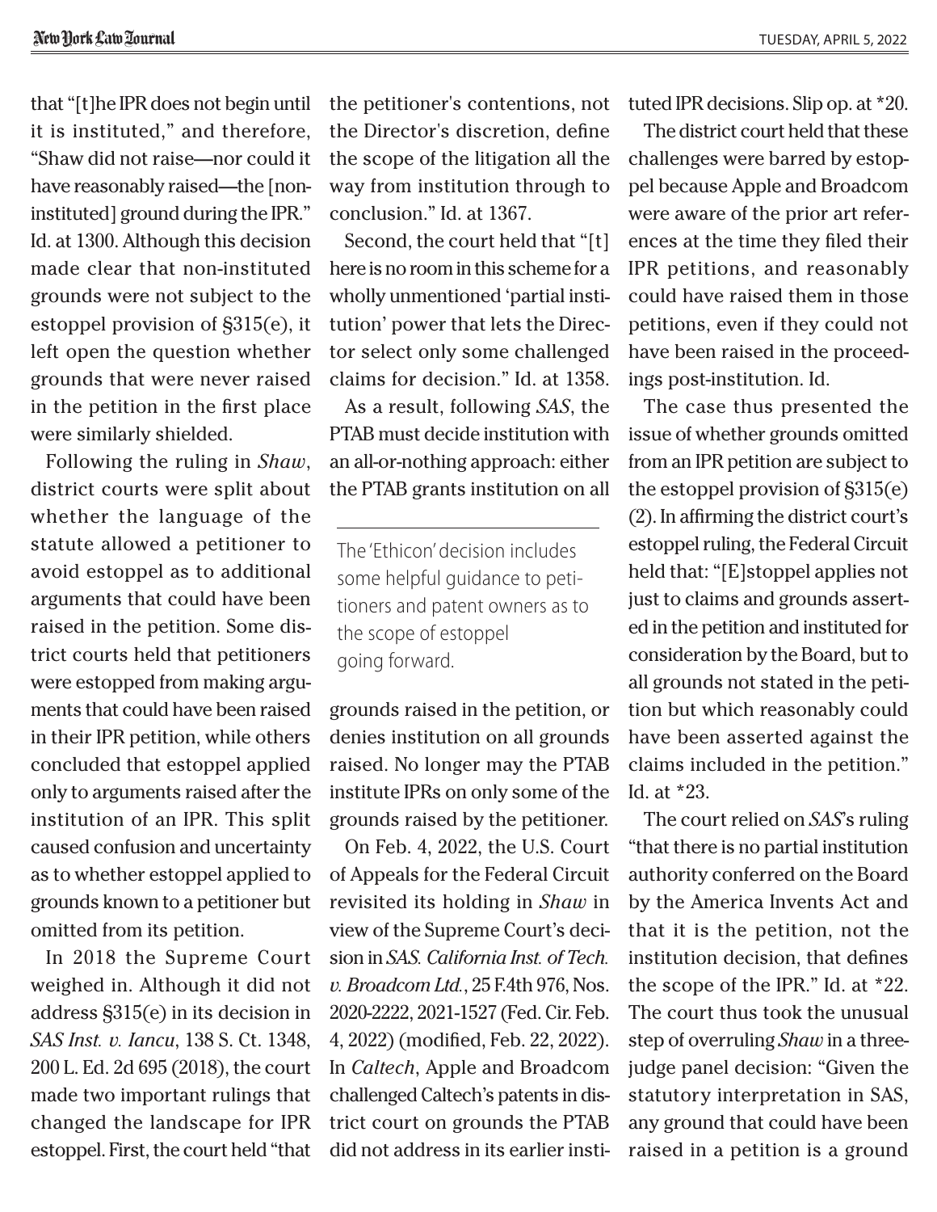that "[t]he IPR does not begin until it is instituted," and therefore, "Shaw did not raise—nor could it have reasonably raised—the [non-instituted] ground during the IPR." Id. at 1300. Although this decision made clear that non-instituted grounds were not subject to the estoppel provision of §315(e), it left open the question whether grounds that were never raised in the petition in the first place were similarly shielded.

Following the ruling in *Shaw*, district courts were split about whether the language of the statute allowed a petitioner to avoid estoppel as to additional arguments that could have been raised in the petition. Some district courts held that petitioners were estopped from making arguments that could have been raised in their IPR petition, while others concluded that estoppel applied only to arguments raised after the institution of an IPR. This split caused confusion and uncertainty as to whether estoppel applied to grounds known to a petitioner but omitted from its petition.

In 2018 the Supreme Court weighed in. Although it did not address §315(e) in its decision in *SAS Inst. v. Iancu*, 138 S. Ct. 1348, 200 L. Ed. 2d 695 (2018), the court made two important rulings that changed the landscape for IPR estoppel. First, the court held "that the petitioner's contentions, not the Director's discretion, define the scope of the litigation all the way from institution through to conclusion." Id. at 1367.

Second, the court held that "[t]here is no room in this scheme for a wholly unmentioned 'partial institution' power that lets the Director select only some challenged claims for decision." Id. at 1358.

As a result, following *SAS*, the PTAB must decide institution with an all-or-nothing approach: either the PTAB grants institution on all grounds raised in the petition, or denies institution on all grounds raised. No longer may the PTAB institute IPRs on only some of the grounds raised by the petitioner.

> The 'Ethicon' decision includes some helpful guidance to petitioners and patent owners as to the scope of estoppel going forward.

On Feb. 4, 2022, the U.S. Court of Appeals for the Federal Circuit revisited its holding in *Shaw* in view of the Supreme Court's decision in *SAS. California Inst. of Tech. v. Broadcom Ltd.*, 25 F.4th 976, Nos. 2020-2222, 2021-1527 (Fed. Cir. Feb. 4, 2022) (modified, Feb. 22, 2022). In *Caltech*, Apple and Broadcom challenged Caltech's patents in district court on grounds the PTAB did not address in its earlier instituted IPR decisions. Slip op. at *20.

The district court held that these challenges were barred by estoppel because Apple and Broadcom were aware of the prior art references at the time they filed their IPR petitions, and reasonably could have raised them in those petitions, even if they could not have been raised in the proceedings post-institution. Id.

The case thus presented the issue of whether grounds omitted from an IPR petition are subject to the estoppel provision of §315(e)(2). In affirming the district court's estoppel ruling, the Federal Circuit held that: "[E]stoppel applies not just to claims and grounds asserted in the petition and instituted for consideration by the Board, but to all grounds not stated in the petition but which reasonably could have been asserted against the claims included in the petition." Id. at *23.

The court relied on *SAS*'s ruling "that there is no partial institution authority conferred on the Board by the America Invents Act and that it is the petition, not the institution decision, that defines the scope of the IPR." Id. at *22. The court thus took the unusual step of overruling *Shaw* in a three-judge panel decision: "Given the statutory interpretation in SAS, any ground that could have been raised in a petition is a ground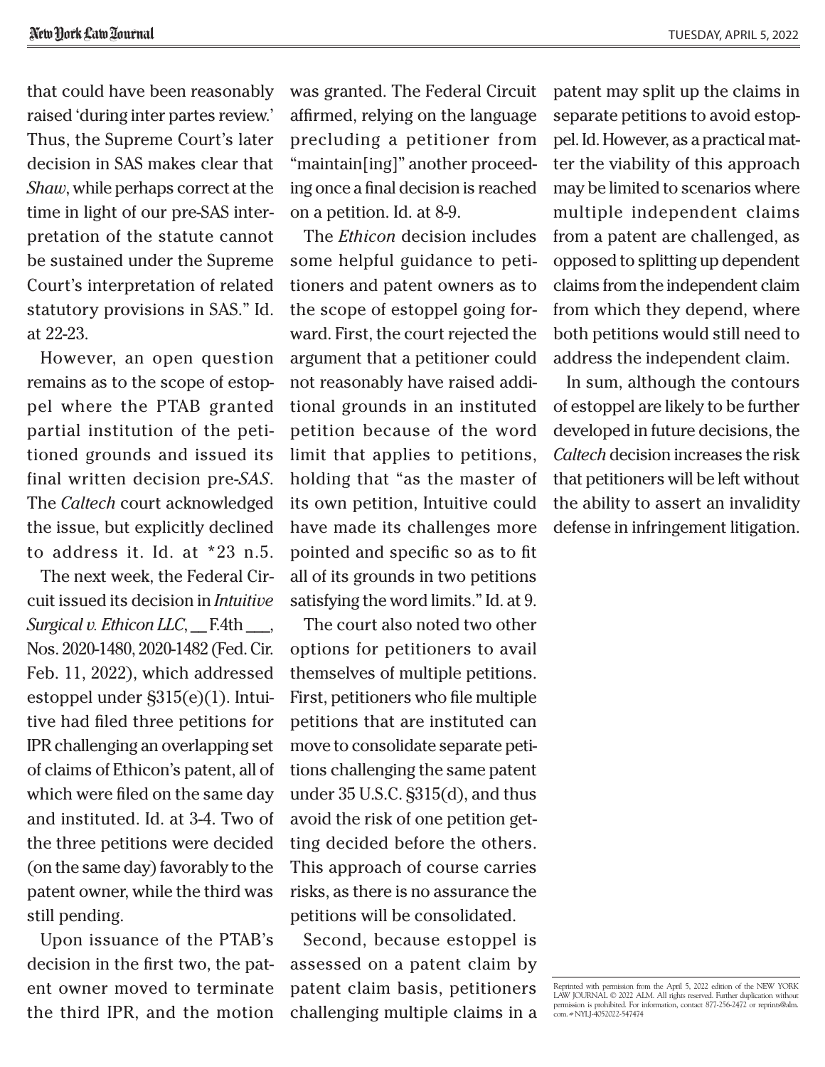that could have been reasonably raised 'during inter partes review.' Thus, the Supreme Court's later decision in SAS makes clear that *Shaw*, while perhaps correct at the time in light of our pre-SAS interpretation of the statute cannot be sustained under the Supreme Court's interpretation of related statutory provisions in SAS." Id. at 22-23.

However, an open question remains as to the scope of estoppel where the PTAB granted partial institution of the petitioned grounds and issued its final written decision pre-*SAS*. The *Caltech* court acknowledged the issue, but explicitly declined to address it. Id. at *23 n.5.

The next week, the Federal Circuit issued its decision in *Intuitive Surgical v. Ethicon LLC*, __ F.4th ___, Nos. 2020-1480, 2020-1482 (Fed. Cir. Feb. 11, 2022), which addressed estoppel under §315(e)(1). Intuitive had filed three petitions for IPR challenging an overlapping set of claims of Ethicon's patent, all of which were filed on the same day and instituted. Id. at 3-4. Two of the three petitions were decided (on the same day) favorably to the patent owner, while the third was still pending.

Upon issuance of the PTAB's decision in the first two, the patent owner moved to terminate the third IPR, and the motion was granted. The Federal Circuit affirmed, relying on the language precluding a petitioner from "maintain[ing]" another proceeding once a final decision is reached on a petition. Id. at 8-9.

The *Ethicon* decision includes some helpful guidance to petitioners and patent owners as to the scope of estoppel going forward. First, the court rejected the argument that a petitioner could not reasonably have raised additional grounds in an instituted petition because of the word limit that applies to petitions, holding that "as the master of its own petition, Intuitive could have made its challenges more pointed and specific so as to fit all of its grounds in two petitions satisfying the word limits." Id. at 9.

The court also noted two other options for petitioners to avail themselves of multiple petitions. First, petitioners who file multiple petitions that are instituted can move to consolidate separate petitions challenging the same patent under 35 U.S.C. §315(d), and thus avoid the risk of one petition getting decided before the others. This approach of course carries risks, as there is no assurance the petitions will be consolidated.

Second, because estoppel is assessed on a patent claim by patent claim basis, petitioners challenging multiple claims in a patent may split up the claims in separate petitions to avoid estoppel. Id. However, as a practical matter the viability of this approach may be limited to scenarios where multiple independent claims from a patent are challenged, as opposed to splitting up dependent claims from the independent claim from which they depend, where both petitions would still need to address the independent claim.

In sum, although the contours of estoppel are likely to be further developed in future decisions, the *Caltech* decision increases the risk that petitioners will be left without the ability to assert an invalidity defense in infringement litigation.

Reprinted with permission from the April 5, 2022 edition of the NEW YORK LAW JOURNAL © 2022 ALM. All rights reserved. Further duplication without permission is prohibited. For information, contact 877-256-2472 or reprints@alm.com. # NYLJ-4052022-547474